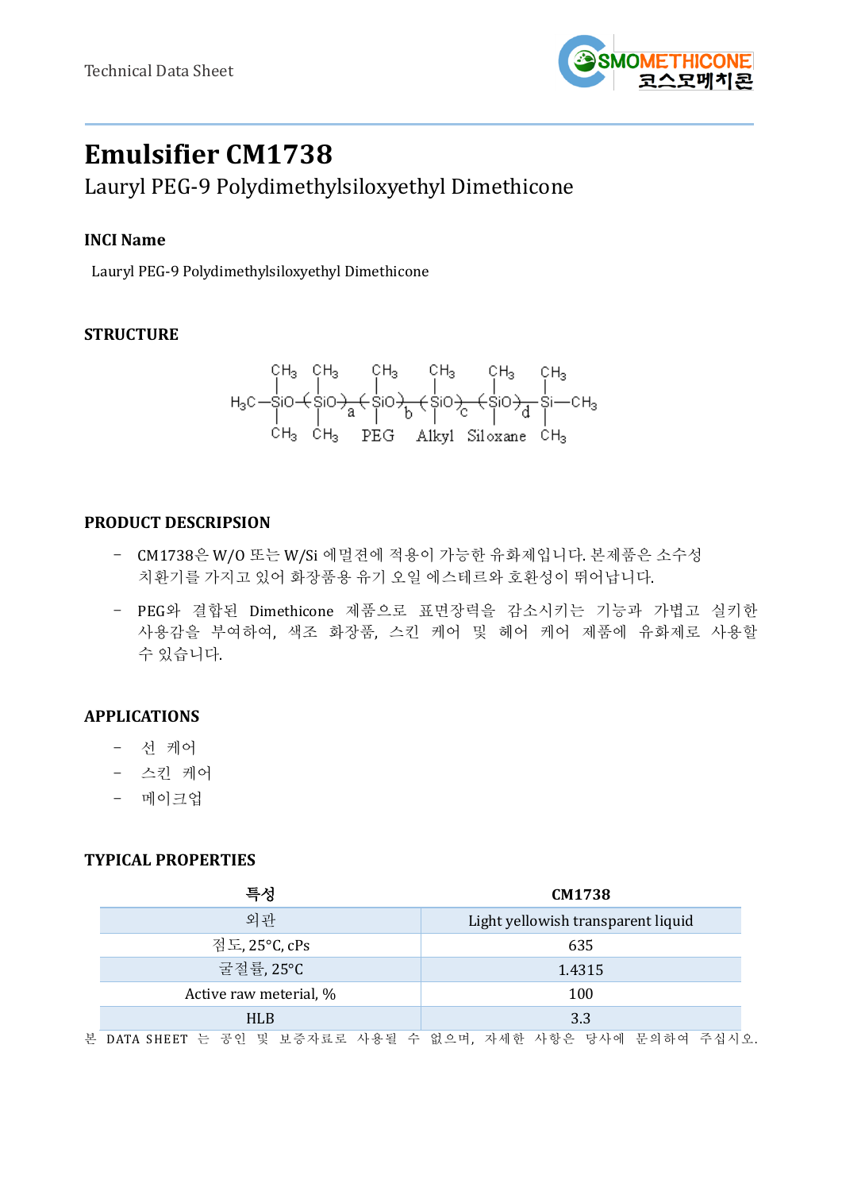Technical Data Sheet

# Emulsifier CM1738

## Lauryl PEG-9 Polydimethylsiloxyethyl Dimethicone

### INCI Name

Lauryl PEG-9 Polydimethylsiloxyethyl Dimethicone

### STRUCTURE

$$H_3C-\underset{CH_3}{\overset{CH_3}{Si}}O-\left(\underset{CH_3}{\overset{CH_3}{Si}}O\right)_a\left(\underset{PEG}{\overset{CH_3}{Si}}O\right)_b\left(\underset{Alkyl}{\overset{CH_3}{Si}}O\right)_c\left(\underset{Siloxane}{\overset{CH_3}{Si}}O\right)_d-\underset{CH_3}{\overset{CH_3}{Si}}-CH_3$$

### PRODUCT DESCRIPSION

- CM1738은 W/O 또는 W/Si 에멀젼에 적용이 가능한 유화제입니다. 본제품은 소수성 치환기를 가지고 있어 화장품용 유기 오일 에스테르와 호환성이 뛰어납니다.
- PEG와 결합된 Dimethicone 제품으로 표면장력을 감소시키는 기능과 가볍고 실키한 사용감을 부여하여, 색조 화장품, 스킨 케어 및 헤어 케어 제품에 유화제로 사용할 수 있습니다.

### APPLICATIONS

- 선 케어
- 스킨 케어
- 메이크업

### TYPICAL PROPERTIES

| 특성 | CM1738 |
|---|---|
| 외관 | Light yellowish transparent liquid |
| 점도, 25°C, cPs | 635 |
| 굴절률, 25°C | 1.4315 |
| Active raw meterial, % | 100 |
| HLB | 3.3 |

본 DATA SHEET 는 공인 및 보증자료로 사용될 수 없으며, 자세한 사항은 당사에 문의하여 주십시오.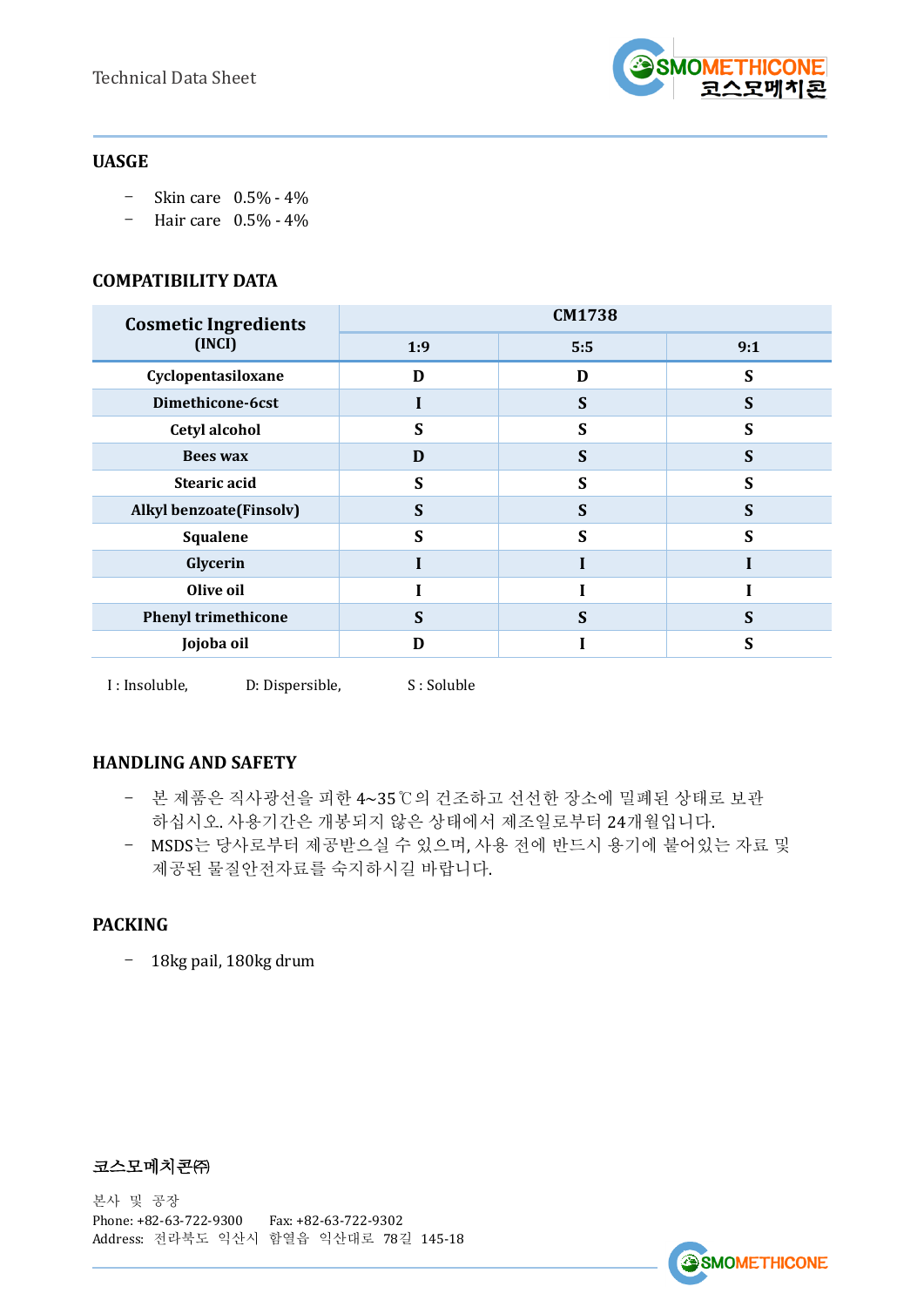## UASGE

- Skin care 0.5% - 4%
- Hair care 0.5% - 4%

## COMPATIBILITY DATA

| Cosmetic Ingredients (INCI) | CM1738 | | |
|---|---|---|---|
| | 1:9 | 5:5 | 9:1 |
| Cyclopentasiloxane | D | D | S |
| Dimethicone-6cst | I | S | S |
| Cetyl alcohol | S | S | S |
| Bees wax | D | S | S |
| Stearic acid | S | S | S |
| Alkyl benzoate(Finsolv) | S | S | S |
| Squalene | S | S | S |
| Glycerin | I | I | I |
| Olive oil | I | I | I |
| Phenyl trimethicone | S | S | S |
| Jojoba oil | D | I | S |

I : Insoluble, D: Dispersible, S : Soluble

## HANDLING AND SAFETY

- 본 제품은 직사광선을 피한 4~35℃의 건조하고 선선한 장소에 밀폐된 상태로 보관하십시오. 사용기간은 개봉되지 않은 상태에서 제조일로부터 24개월입니다.
- MSDS는 당사로부터 제공받으실 수 있으며, 사용 전에 반드시 용기에 붙어있는 자료 및 제공된 물질안전자료를 숙지하시길 바랍니다.

## PACKING

- 18kg pail, 180kg drum

**코스모메치콘㈜**

본사 및 공장
Phone: +82-63-722-9300 Fax: +82-63-722-9302
Address: 전라북도 익산시 함열읍 익산대로 78길 145-18